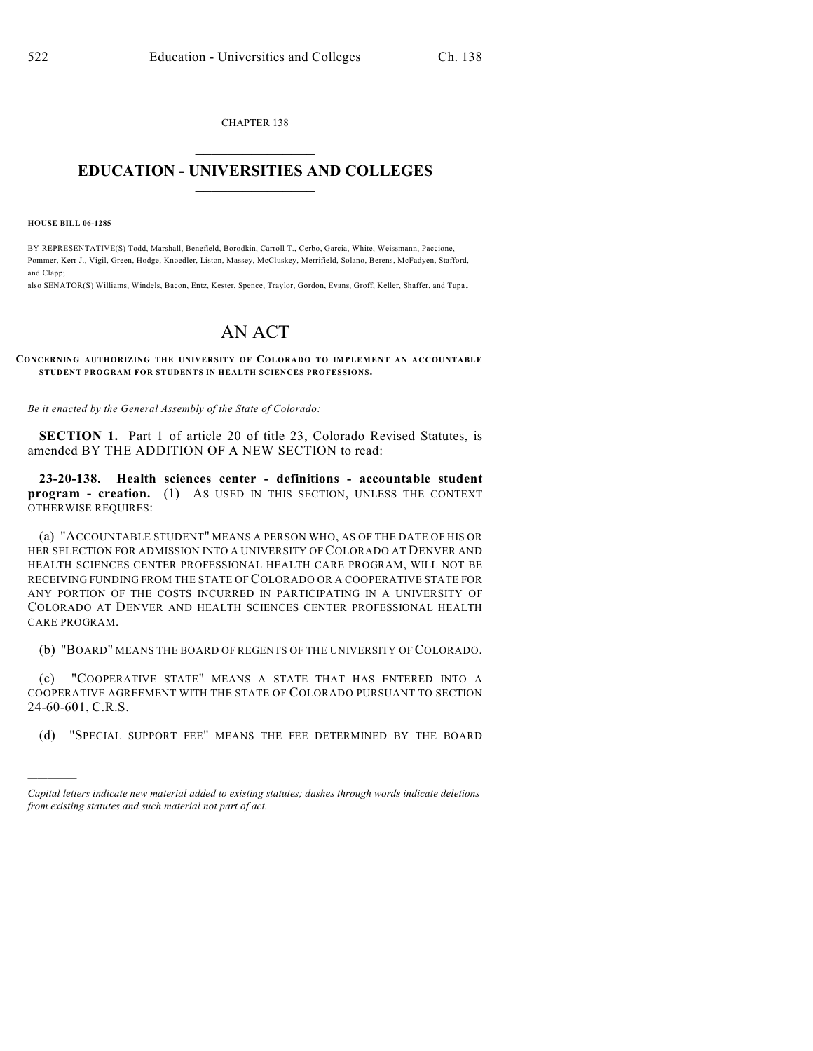CHAPTER 138

# EDUCATION - UNIVERSITIES AND COLLEGES

**HOUSE BILL 06-1285**

BY REPRESENTATIVE(S) Todd, Marshall, Benefield, Borodkin, Carroll T., Cerbo, Garcia, White, Weissmann, Paccione, Pommer, Kerr J., Vigil, Green, Hodge, Knoedler, Liston, Massey, McCluskey, Merrifield, Solano, Berens, McFadyen, Stafford, and Clapp;

also SENATOR(S) Williams, Windels, Bacon, Entz, Kester, Spence, Traylor, Gordon, Evans, Groff, Keller, Shaffer, and Tupa.

## AN ACT

**CONCERNING AUTHORIZING THE UNIVERSITY OF COLORADO TO IMPLEMENT AN ACCOUNTABLE STUDENT PROGRAM FOR STUDENTS IN HEALTH SCIENCES PROFESSIONS.**

*Be it enacted by the General Assembly of the State of Colorado:*

**SECTION 1.** Part 1 of article 20 of title 23, Colorado Revised Statutes, is amended BY THE ADDITION OF A NEW SECTION to read:

**23-20-138. Health sciences center - definitions - accountable student program - creation.** (1) AS USED IN THIS SECTION, UNLESS THE CONTEXT OTHERWISE REQUIRES:

(a) "ACCOUNTABLE STUDENT" MEANS A PERSON WHO, AS OF THE DATE OF HIS OR HER SELECTION FOR ADMISSION INTO A UNIVERSITY OF COLORADO AT DENVER AND HEALTH SCIENCES CENTER PROFESSIONAL HEALTH CARE PROGRAM, WILL NOT BE RECEIVING FUNDING FROM THE STATE OF COLORADO OR A COOPERATIVE STATE FOR ANY PORTION OF THE COSTS INCURRED IN PARTICIPATING IN A UNIVERSITY OF COLORADO AT DENVER AND HEALTH SCIENCES CENTER PROFESSIONAL HEALTH CARE PROGRAM.

(b) "BOARD" MEANS THE BOARD OF REGENTS OF THE UNIVERSITY OF COLORADO.

(c) "COOPERATIVE STATE" MEANS A STATE THAT HAS ENTERED INTO A COOPERATIVE AGREEMENT WITH THE STATE OF COLORADO PURSUANT TO SECTION 24-60-601, C.R.S.

(d) "SPECIAL SUPPORT FEE" MEANS THE FEE DETERMINED BY THE BOARD

---

*Capital letters indicate new material added to existing statutes; dashes through words indicate deletions from existing statutes and such material not part of act.*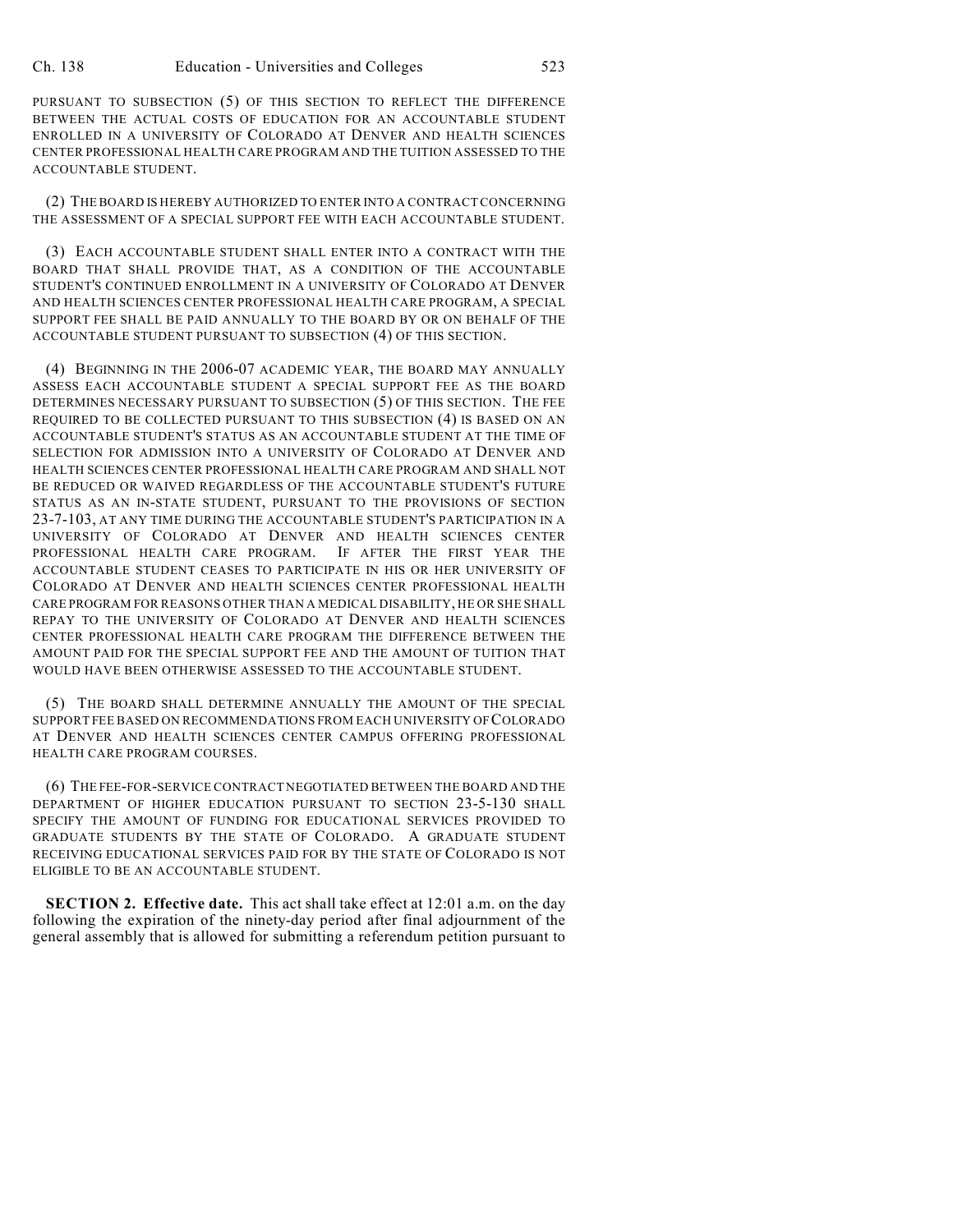PURSUANT TO SUBSECTION (5) OF THIS SECTION TO REFLECT THE DIFFERENCE BETWEEN THE ACTUAL COSTS OF EDUCATION FOR AN ACCOUNTABLE STUDENT ENROLLED IN A UNIVERSITY OF COLORADO AT DENVER AND HEALTH SCIENCES CENTER PROFESSIONAL HEALTH CARE PROGRAM AND THE TUITION ASSESSED TO THE ACCOUNTABLE STUDENT.

(2) THE BOARD IS HEREBY AUTHORIZED TO ENTER INTO A CONTRACT CONCERNING THE ASSESSMENT OF A SPECIAL SUPPORT FEE WITH EACH ACCOUNTABLE STUDENT.

(3) EACH ACCOUNTABLE STUDENT SHALL ENTER INTO A CONTRACT WITH THE BOARD THAT SHALL PROVIDE THAT, AS A CONDITION OF THE ACCOUNTABLE STUDENT'S CONTINUED ENROLLMENT IN A UNIVERSITY OF COLORADO AT DENVER AND HEALTH SCIENCES CENTER PROFESSIONAL HEALTH CARE PROGRAM, A SPECIAL SUPPORT FEE SHALL BE PAID ANNUALLY TO THE BOARD BY OR ON BEHALF OF THE ACCOUNTABLE STUDENT PURSUANT TO SUBSECTION (4) OF THIS SECTION.

(4) BEGINNING IN THE 2006-07 ACADEMIC YEAR, THE BOARD MAY ANNUALLY ASSESS EACH ACCOUNTABLE STUDENT A SPECIAL SUPPORT FEE AS THE BOARD DETERMINES NECESSARY PURSUANT TO SUBSECTION (5) OF THIS SECTION. THE FEE REQUIRED TO BE COLLECTED PURSUANT TO THIS SUBSECTION (4) IS BASED ON AN ACCOUNTABLE STUDENT'S STATUS AS AN ACCOUNTABLE STUDENT AT THE TIME OF SELECTION FOR ADMISSION INTO A UNIVERSITY OF COLORADO AT DENVER AND HEALTH SCIENCES CENTER PROFESSIONAL HEALTH CARE PROGRAM AND SHALL NOT BE REDUCED OR WAIVED REGARDLESS OF THE ACCOUNTABLE STUDENT'S FUTURE STATUS AS AN IN-STATE STUDENT, PURSUANT TO THE PROVISIONS OF SECTION 23-7-103, AT ANY TIME DURING THE ACCOUNTABLE STUDENT'S PARTICIPATION IN A UNIVERSITY OF COLORADO AT DENVER AND HEALTH SCIENCES CENTER PROFESSIONAL HEALTH CARE PROGRAM. IF AFTER THE FIRST YEAR THE ACCOUNTABLE STUDENT CEASES TO PARTICIPATE IN HIS OR HER UNIVERSITY OF COLORADO AT DENVER AND HEALTH SCIENCES CENTER PROFESSIONAL HEALTH CARE PROGRAM FOR REASONS OTHER THAN A MEDICAL DISABILITY, HE OR SHE SHALL REPAY TO THE UNIVERSITY OF COLORADO AT DENVER AND HEALTH SCIENCES CENTER PROFESSIONAL HEALTH CARE PROGRAM THE DIFFERENCE BETWEEN THE AMOUNT PAID FOR THE SPECIAL SUPPORT FEE AND THE AMOUNT OF TUITION THAT WOULD HAVE BEEN OTHERWISE ASSESSED TO THE ACCOUNTABLE STUDENT.

(5) THE BOARD SHALL DETERMINE ANNUALLY THE AMOUNT OF THE SPECIAL SUPPORT FEE BASED ON RECOMMENDATIONS FROM EACH UNIVERSITY OF COLORADO AT DENVER AND HEALTH SCIENCES CENTER CAMPUS OFFERING PROFESSIONAL HEALTH CARE PROGRAM COURSES.

(6) THE FEE-FOR-SERVICE CONTRACT NEGOTIATED BETWEEN THE BOARD AND THE DEPARTMENT OF HIGHER EDUCATION PURSUANT TO SECTION 23-5-130 SHALL SPECIFY THE AMOUNT OF FUNDING FOR EDUCATIONAL SERVICES PROVIDED TO GRADUATE STUDENTS BY THE STATE OF COLORADO. A GRADUATE STUDENT RECEIVING EDUCATIONAL SERVICES PAID FOR BY THE STATE OF COLORADO IS NOT ELIGIBLE TO BE AN ACCOUNTABLE STUDENT.

**SECTION 2. Effective date.** This act shall take effect at 12:01 a.m. on the day following the expiration of the ninety-day period after final adjournment of the general assembly that is allowed for submitting a referendum petition pursuant to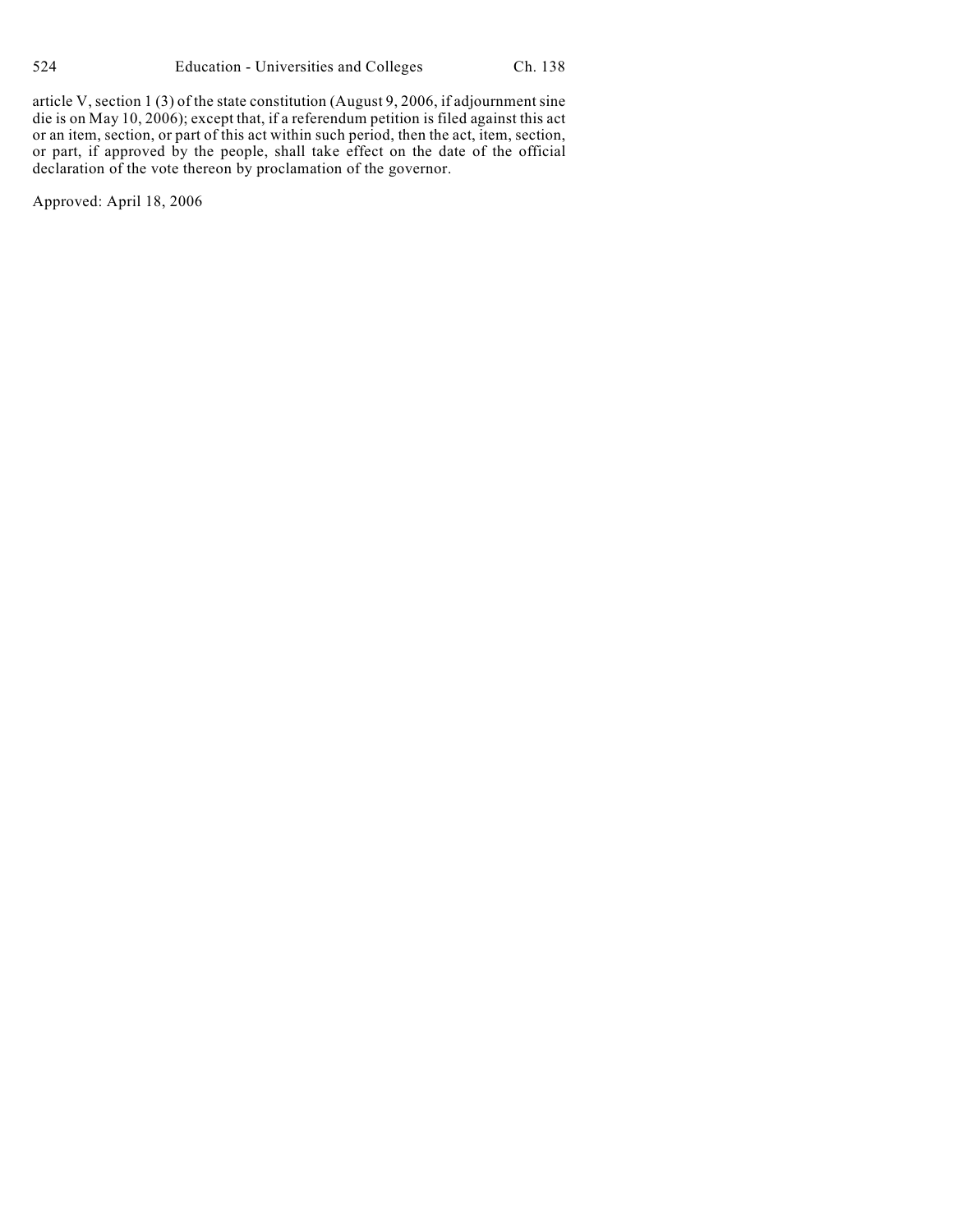article V, section 1 (3) of the state constitution (August 9, 2006, if adjournment sine die is on May 10, 2006); except that, if a referendum petition is filed against this act or an item, section, or part of this act within such period, then the act, item, section, or part, if approved by the people, shall take effect on the date of the official declaration of the vote thereon by proclamation of the governor.

Approved: April 18, 2006